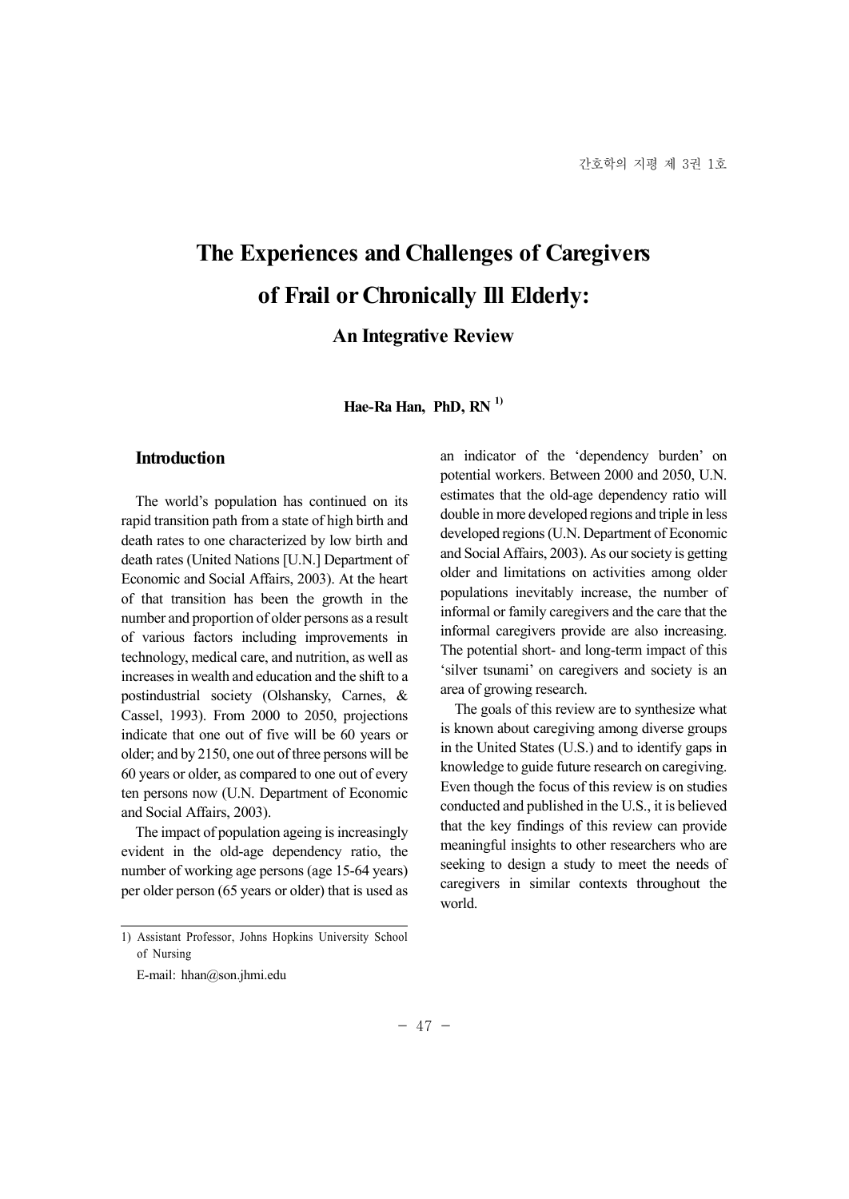# The Experiences and Challenges of Caregivers of Frail or Chronically Ill Elderly:

## An Integrative Review

**Hae-Ra Han, PhD, RN [1)]**

## Introduction

The world's population has continued on its rapid transition path from a state of high birth and death rates to one characterized by low birth and death rates (United Nations [U.N.] Department of Economic and Social Affairs, 2003). At the heart of that transition has been the growth in the number and proportion of older persons as a result of various factors including improvements in technology, medical care, and nutrition, as well as increases in wealth and education and the shift to a postindustrial society (Olshansky, Carnes, & Cassel, 1993). From 2000 to 2050, projections indicate that one out of five will be 60 years or older; and by 2150, one out of three persons will be 60 years or older, as compared to one out of every ten persons now (U.N. Department of Economic and Social Affairs, 2003).

The impact of population ageing is increasingly evident in the old-age dependency ratio, the number of working age persons (age 15-64 years) per older person (65 years or older) that is used as an indicator of the 'dependency burden' on potential workers. Between 2000 and 2050, U.N. estimates that the old-age dependency ratio will double in more developed regions and triple in less developed regions (U.N. Department of Economic and Social Affairs, 2003). As our society is getting older and limitations on activities among older populations inevitably increase, the number of informal or family caregivers and the care that the informal caregivers provide are also increasing. The potential short- and long-term impact of this 'silver tsunami' on caregivers and society is an area of growing research.

The goals of this review are to synthesize what is known about caregiving among diverse groups in the United States (U.S.) and to identify gaps in knowledge to guide future research on caregiving. Even though the focus of this review is on studies conducted and published in the U.S., it is believed that the key findings of this review can provide meaningful insights to other researchers who are seeking to design a study to meet the needs of caregivers in similar contexts throughout the world.

---

1) Assistant Professor, Johns Hopkins University School of Nursing

E-mail: hhan@son.jhmi.edu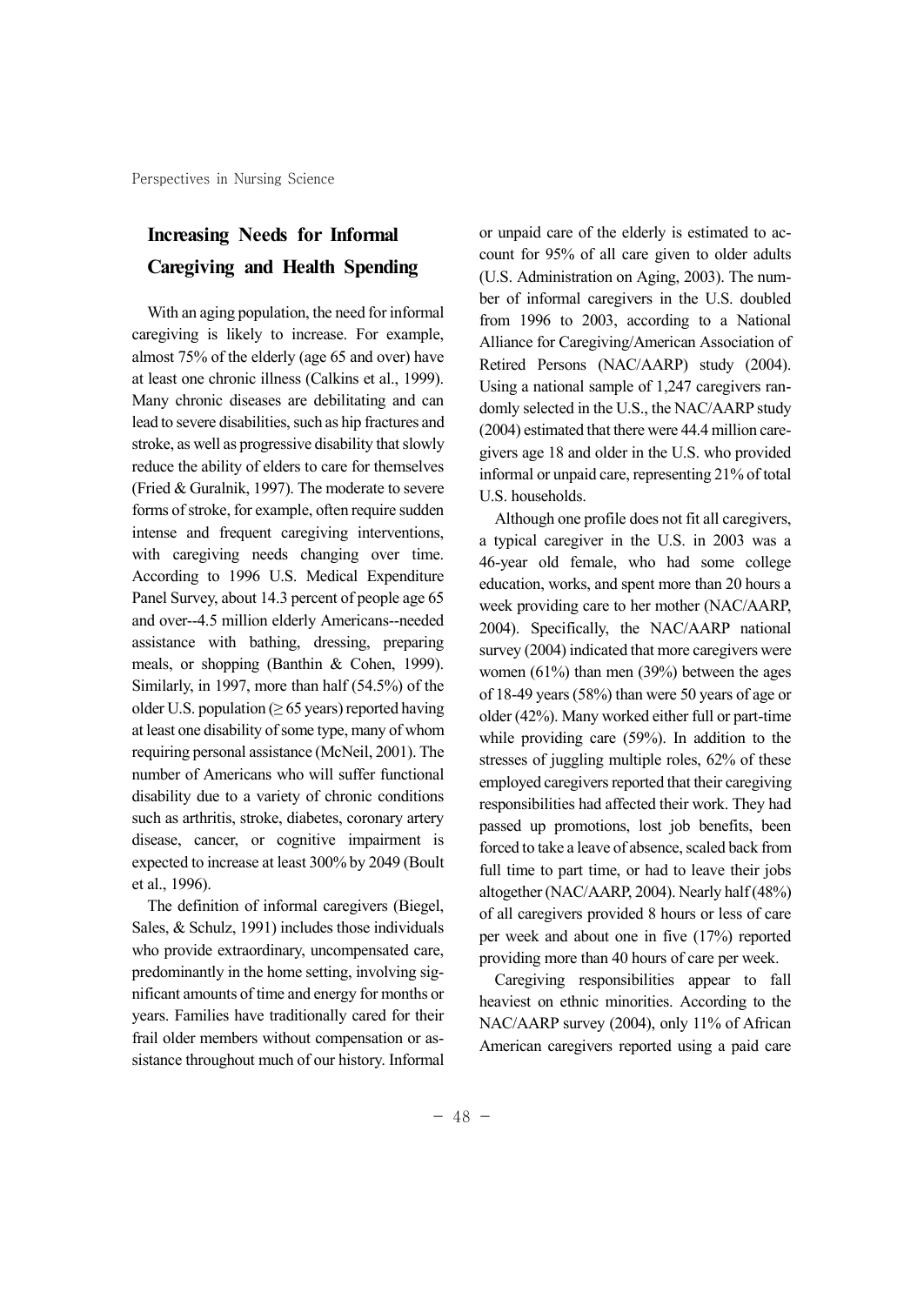## Increasing Needs for Informal Caregiving and Health Spending

With an aging population, the need for informal caregiving is likely to increase. For example, almost 75% of the elderly (age 65 and over) have at least one chronic illness (Calkins et al., 1999). Many chronic diseases are debilitating and can lead to severe disabilities, such as hip fractures and stroke, as well as progressive disability that slowly reduce the ability of elders to care for themselves (Fried & Guralnik, 1997). The moderate to severe forms of stroke, for example, often require sudden intense and frequent caregiving interventions, with caregiving needs changing over time. According to 1996 U.S. Medical Expenditure Panel Survey, about 14.3 percent of people age 65 and over--4.5 million elderly Americans--needed assistance with bathing, dressing, preparing meals, or shopping (Banthin & Cohen, 1999). Similarly, in 1997, more than half (54.5%) of the older U.S. population (≥ 65 years) reported having at least one disability of some type, many of whom requiring personal assistance (McNeil, 2001). The number of Americans who will suffer functional disability due to a variety of chronic conditions such as arthritis, stroke, diabetes, coronary artery disease, cancer, or cognitive impairment is expected to increase at least 300% by 2049 (Boult et al., 1996).

The definition of informal caregivers (Biegel, Sales, & Schulz, 1991) includes those individuals who provide extraordinary, uncompensated care, predominantly in the home setting, involving significant amounts of time and energy for months or years. Families have traditionally cared for their frail older members without compensation or assistance throughout much of our history. Informal or unpaid care of the elderly is estimated to account for 95% of all care given to older adults (U.S. Administration on Aging, 2003). The number of informal caregivers in the U.S. doubled from 1996 to 2003, according to a National Alliance for Caregiving/American Association of Retired Persons (NAC/AARP) study (2004). Using a national sample of 1,247 caregivers randomly selected in the U.S., the NAC/AARP study (2004) estimated that there were 44.4 million caregivers age 18 and older in the U.S. who provided informal or unpaid care, representing 21% of total U.S. households.

Although one profile does not fit all caregivers, a typical caregiver in the U.S. in 2003 was a 46-year old female, who had some college education, works, and spent more than 20 hours a week providing care to her mother (NAC/AARP, 2004). Specifically, the NAC/AARP national survey (2004) indicated that more caregivers were women (61%) than men (39%) between the ages of 18-49 years (58%) than were 50 years of age or older (42%). Many worked either full or part-time while providing care (59%). In addition to the stresses of juggling multiple roles, 62% of these employed caregivers reported that their caregiving responsibilities had affected their work. They had passed up promotions, lost job benefits, been forced to take a leave of absence, scaled back from full time to part time, or had to leave their jobs altogether (NAC/AARP, 2004). Nearly half (48%) of all caregivers provided 8 hours or less of care per week and about one in five (17%) reported providing more than 40 hours of care per week.

Caregiving responsibilities appear to fall heaviest on ethnic minorities. According to the NAC/AARP survey (2004), only 11% of African American caregivers reported using a paid care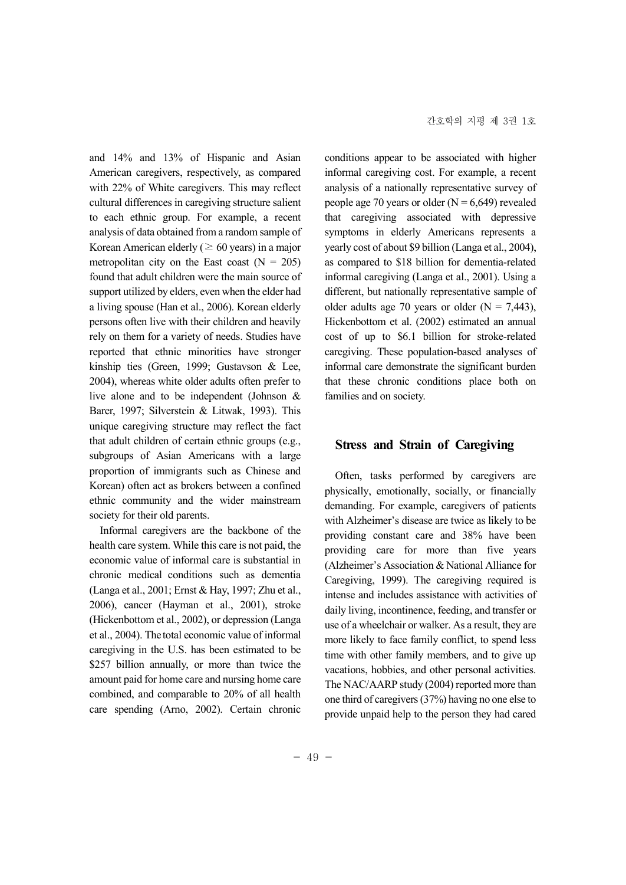and 14% and 13% of Hispanic and Asian American caregivers, respectively, as compared with 22% of White caregivers. This may reflect cultural differences in caregiving structure salient to each ethnic group. For example, a recent analysis of data obtained from a random sample of Korean American elderly ($\geq$ 60 years) in a major metropolitan city on the East coast (N = 205) found that adult children were the main source of support utilized by elders, even when the elder had a living spouse (Han et al., 2006). Korean elderly persons often live with their children and heavily rely on them for a variety of needs. Studies have reported that ethnic minorities have stronger kinship ties (Green, 1999; Gustavson & Lee, 2004), whereas white older adults often prefer to live alone and to be independent (Johnson & Barer, 1997; Silverstein & Litwak, 1993). This unique caregiving structure may reflect the fact that adult children of certain ethnic groups (e.g., subgroups of Asian Americans with a large proportion of immigrants such as Chinese and Korean) often act as brokers between a confined ethnic community and the wider mainstream society for their old parents.

Informal caregivers are the backbone of the health care system. While this care is not paid, the economic value of informal care is substantial in chronic medical conditions such as dementia (Langa et al., 2001; Ernst & Hay, 1997; Zhu et al., 2006), cancer (Hayman et al., 2001), stroke (Hickenbottom et al., 2002), or depression (Langa et al., 2004). The total economic value of informal caregiving in the U.S. has been estimated to be $257 billion annually, or more than twice the amount paid for home care and nursing home care combined, and comparable to 20% of all health care spending (Arno, 2002). Certain chronic conditions appear to be associated with higher informal caregiving cost. For example, a recent analysis of a nationally representative survey of people age 70 years or older (N = 6,649) revealed that caregiving associated with depressive symptoms in elderly Americans represents a yearly cost of about $9 billion (Langa et al., 2004), as compared to $18 billion for dementia-related informal caregiving (Langa et al., 2001). Using a different, but nationally representative sample of older adults age 70 years or older (N = 7,443), Hickenbottom et al. (2002) estimated an annual cost of up to $6.1 billion for stroke-related caregiving. These population-based analyses of informal care demonstrate the significant burden that these chronic conditions place both on families and on society.

## Stress and Strain of Caregiving

Often, tasks performed by caregivers are physically, emotionally, socially, or financially demanding. For example, caregivers of patients with Alzheimer's disease are twice as likely to be providing constant care and 38% have been providing care for more than five years (Alzheimer's Association & National Alliance for Caregiving, 1999). The caregiving required is intense and includes assistance with activities of daily living, incontinence, feeding, and transfer or use of a wheelchair or walker. As a result, they are more likely to face family conflict, to spend less time with other family members, and to give up vacations, hobbies, and other personal activities. The NAC/AARP study (2004) reported more than one third of caregivers (37%) having no one else to provide unpaid help to the person they had cared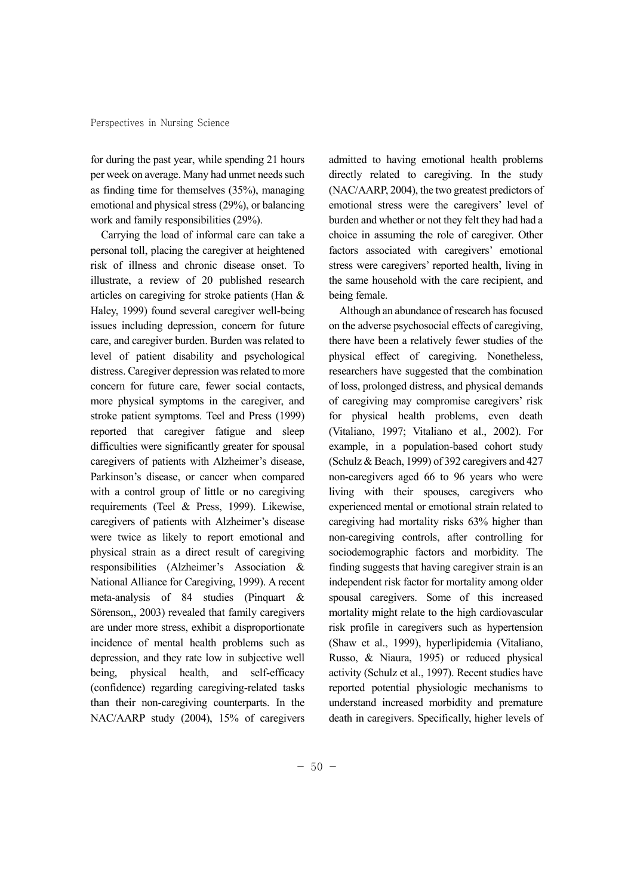for during the past year, while spending 21 hours per week on average. Many had unmet needs such as finding time for themselves (35%), managing emotional and physical stress (29%), or balancing work and family responsibilities (29%).

Carrying the load of informal care can take a personal toll, placing the caregiver at heightened risk of illness and chronic disease onset. To illustrate, a review of 20 published research articles on caregiving for stroke patients (Han & Haley, 1999) found several caregiver well-being issues including depression, concern for future care, and caregiver burden. Burden was related to level of patient disability and psychological distress. Caregiver depression was related to more concern for future care, fewer social contacts, more physical symptoms in the caregiver, and stroke patient symptoms. Teel and Press (1999) reported that caregiver fatigue and sleep difficulties were significantly greater for spousal caregivers of patients with Alzheimer's disease, Parkinson's disease, or cancer when compared with a control group of little or no caregiving requirements (Teel & Press, 1999). Likewise, caregivers of patients with Alzheimer's disease were twice as likely to report emotional and physical strain as a direct result of caregiving responsibilities (Alzheimer's Association & National Alliance for Caregiving, 1999). A recent meta-analysis of 84 studies (Pinquart & Sörenson,, 2003) revealed that family caregivers are under more stress, exhibit a disproportionate incidence of mental health problems such as depression, and they rate low in subjective well being, physical health, and self-efficacy (confidence) regarding caregiving-related tasks than their non-caregiving counterparts. In the NAC/AARP study (2004), 15% of caregivers admitted to having emotional health problems directly related to caregiving. In the study (NAC/AARP, 2004), the two greatest predictors of emotional stress were the caregivers' level of burden and whether or not they felt they had had a choice in assuming the role of caregiver. Other factors associated with caregivers' emotional stress were caregivers' reported health, living in the same household with the care recipient, and being female.

Although an abundance of research has focused on the adverse psychosocial effects of caregiving, there have been a relatively fewer studies of the physical effect of caregiving. Nonetheless, researchers have suggested that the combination of loss, prolonged distress, and physical demands of caregiving may compromise caregivers' risk for physical health problems, even death (Vitaliano, 1997; Vitaliano et al., 2002). For example, in a population-based cohort study (Schulz & Beach, 1999) of 392 caregivers and 427 non-caregivers aged 66 to 96 years who were living with their spouses, caregivers who experienced mental or emotional strain related to caregiving had mortality risks 63% higher than non-caregiving controls, after controlling for sociodemographic factors and morbidity. The finding suggests that having caregiver strain is an independent risk factor for mortality among older spousal caregivers. Some of this increased mortality might relate to the high cardiovascular risk profile in caregivers such as hypertension (Shaw et al., 1999), hyperlipidemia (Vitaliano, Russo, & Niaura, 1995) or reduced physical activity (Schulz et al., 1997). Recent studies have reported potential physiologic mechanisms to understand increased morbidity and premature death in caregivers. Specifically, higher levels of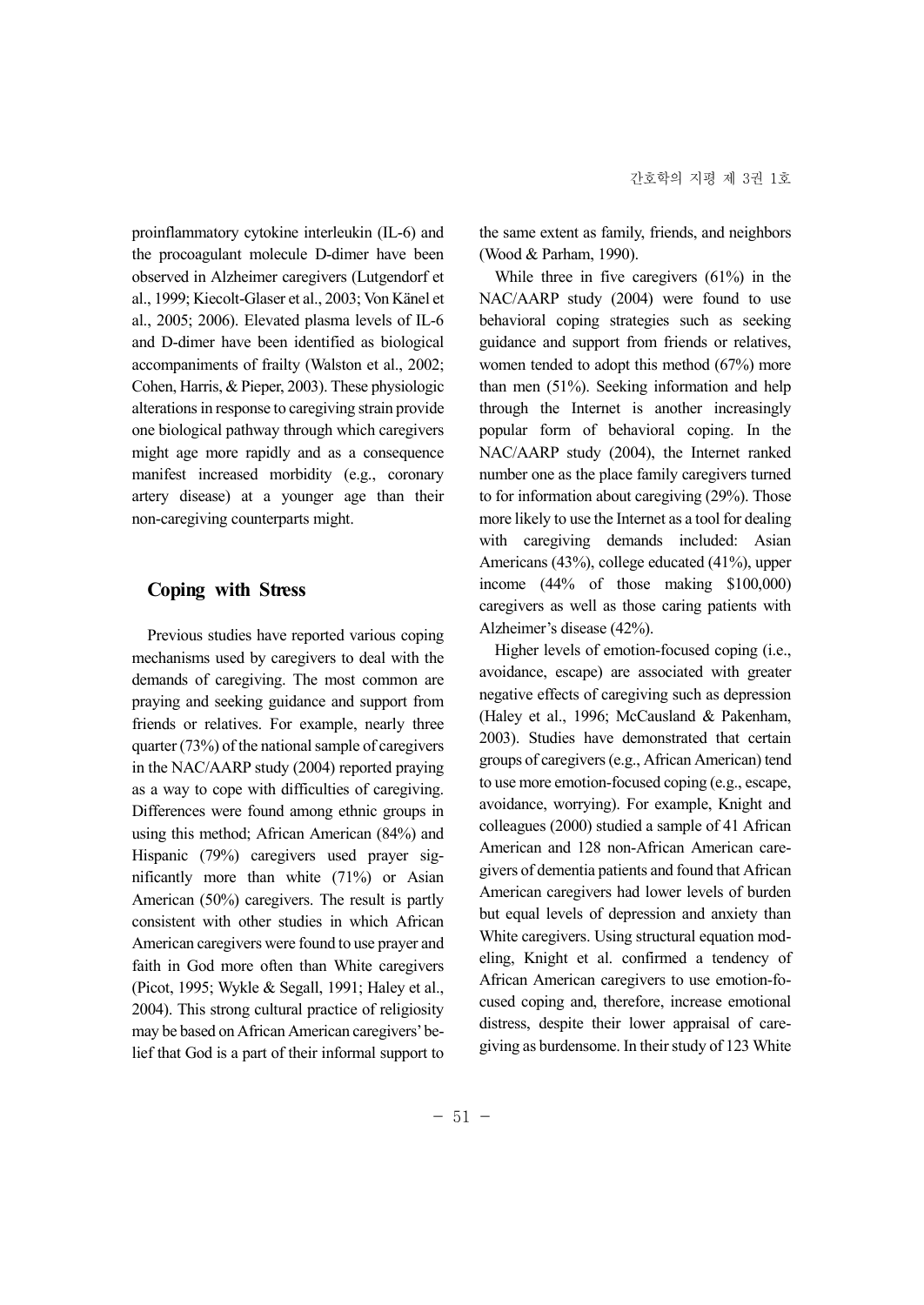proinflammatory cytokine interleukin (IL-6) and the procoagulant molecule D-dimer have been observed in Alzheimer caregivers (Lutgendorf et al., 1999; Kiecolt-Glaser et al., 2003; Von Känel et al., 2005; 2006). Elevated plasma levels of IL-6 and D-dimer have been identified as biological accompaniments of frailty (Walston et al., 2002; Cohen, Harris, & Pieper, 2003). These physiologic alterations in response to caregiving strain provide one biological pathway through which caregivers might age more rapidly and as a consequence manifest increased morbidity (e.g., coronary artery disease) at a younger age than their non-caregiving counterparts might.

## Coping with Stress

Previous studies have reported various coping mechanisms used by caregivers to deal with the demands of caregiving. The most common are praying and seeking guidance and support from friends or relatives. For example, nearly three quarter (73%) of the national sample of caregivers in the NAC/AARP study (2004) reported praying as a way to cope with difficulties of caregiving. Differences were found among ethnic groups in using this method; African American (84%) and Hispanic (79%) caregivers used prayer significantly more than white (71%) or Asian American (50%) caregivers. The result is partly consistent with other studies in which African American caregivers were found to use prayer and faith in God more often than White caregivers (Picot, 1995; Wykle & Segall, 1991; Haley et al., 2004). This strong cultural practice of religiosity may be based on African American caregivers' belief that God is a part of their informal support to the same extent as family, friends, and neighbors (Wood & Parham, 1990).

While three in five caregivers (61%) in the NAC/AARP study (2004) were found to use behavioral coping strategies such as seeking guidance and support from friends or relatives, women tended to adopt this method (67%) more than men (51%). Seeking information and help through the Internet is another increasingly popular form of behavioral coping. In the NAC/AARP study (2004), the Internet ranked number one as the place family caregivers turned to for information about caregiving (29%). Those more likely to use the Internet as a tool for dealing with caregiving demands included: Asian Americans (43%), college educated (41%), upper income (44% of those making $100,000) caregivers as well as those caring patients with Alzheimer's disease (42%).

Higher levels of emotion-focused coping (i.e., avoidance, escape) are associated with greater negative effects of caregiving such as depression (Haley et al., 1996; McCausland & Pakenham, 2003). Studies have demonstrated that certain groups of caregivers (e.g., African American) tend to use more emotion-focused coping (e.g., escape, avoidance, worrying). For example, Knight and colleagues (2000) studied a sample of 41 African American and 128 non-African American caregivers of dementia patients and found that African American caregivers had lower levels of burden but equal levels of depression and anxiety than White caregivers. Using structural equation modeling, Knight et al. confirmed a tendency of African American caregivers to use emotion-focused coping and, therefore, increase emotional distress, despite their lower appraisal of caregiving as burdensome. In their study of 123 White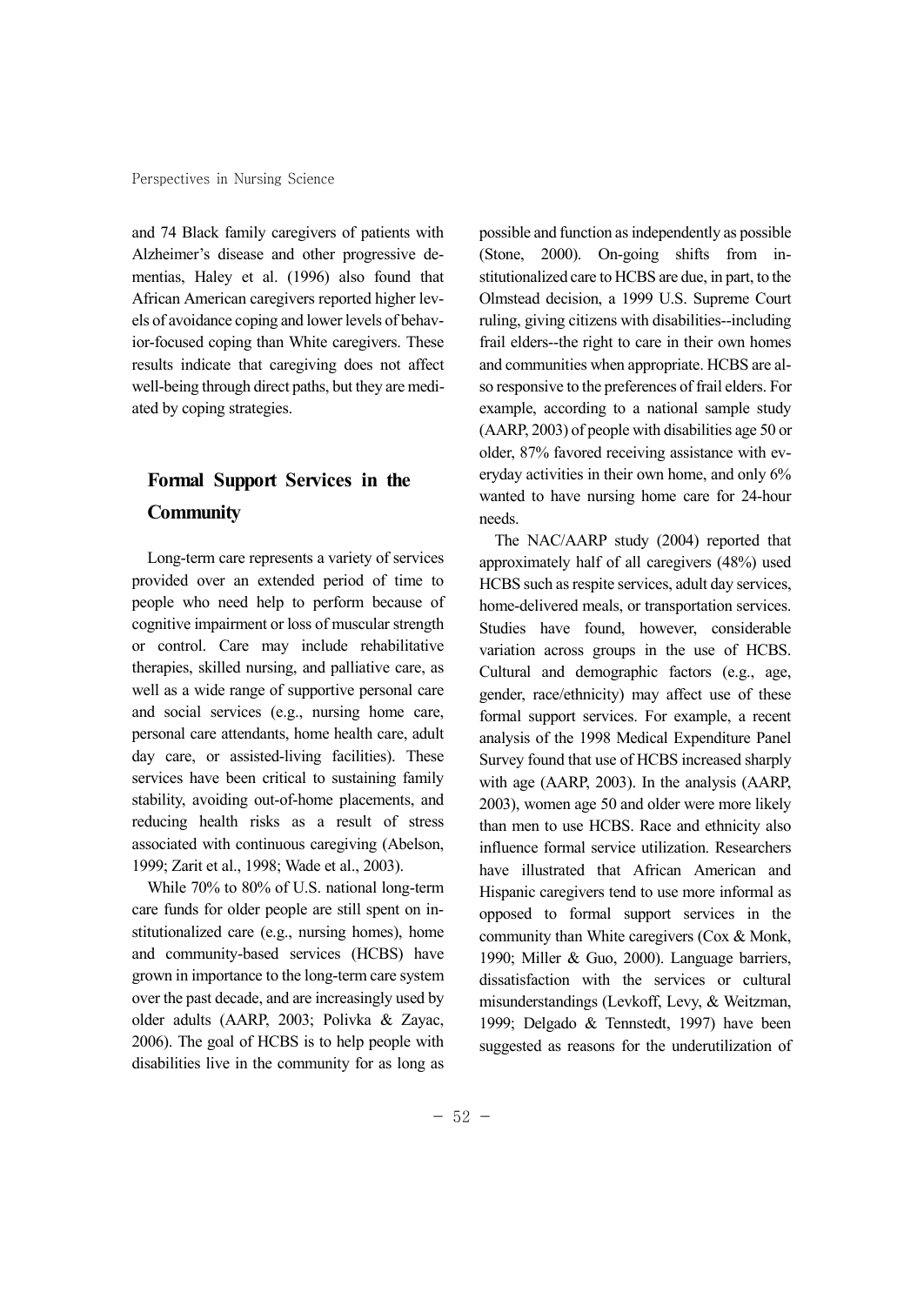and 74 Black family caregivers of patients with Alzheimer's disease and other progressive dementias, Haley et al. (1996) also found that African American caregivers reported higher levels of avoidance coping and lower levels of behavior-focused coping than White caregivers. These results indicate that caregiving does not affect well-being through direct paths, but they are mediated by coping strategies.

## Formal Support Services in the Community

Long-term care represents a variety of services provided over an extended period of time to people who need help to perform because of cognitive impairment or loss of muscular strength or control. Care may include rehabilitative therapies, skilled nursing, and palliative care, as well as a wide range of supportive personal care and social services (e.g., nursing home care, personal care attendants, home health care, adult day care, or assisted-living facilities). These services have been critical to sustaining family stability, avoiding out-of-home placements, and reducing health risks as a result of stress associated with continuous caregiving (Abelson, 1999; Zarit et al., 1998; Wade et al., 2003).

While 70% to 80% of U.S. national long-term care funds for older people are still spent on institutionalized care (e.g., nursing homes), home and community-based services (HCBS) have grown in importance to the long-term care system over the past decade, and are increasingly used by older adults (AARP, 2003; Polivka & Zayac, 2006). The goal of HCBS is to help people with disabilities live in the community for as long as possible and function as independently as possible (Stone, 2000). On-going shifts from institutionalized care to HCBS are due, in part, to the Olmstead decision, a 1999 U.S. Supreme Court ruling, giving citizens with disabilities--including frail elders--the right to care in their own homes and communities when appropriate. HCBS are also responsive to the preferences of frail elders. For example, according to a national sample study (AARP, 2003) of people with disabilities age 50 or older, 87% favored receiving assistance with everyday activities in their own home, and only 6% wanted to have nursing home care for 24-hour needs.

The NAC/AARP study (2004) reported that approximately half of all caregivers (48%) used HCBS such as respite services, adult day services, home-delivered meals, or transportation services. Studies have found, however, considerable variation across groups in the use of HCBS. Cultural and demographic factors (e.g., age, gender, race/ethnicity) may affect use of these formal support services. For example, a recent analysis of the 1998 Medical Expenditure Panel Survey found that use of HCBS increased sharply with age (AARP, 2003). In the analysis (AARP, 2003), women age 50 and older were more likely than men to use HCBS. Race and ethnicity also influence formal service utilization. Researchers have illustrated that African American and Hispanic caregivers tend to use more informal as opposed to formal support services in the community than White caregivers (Cox & Monk, 1990; Miller & Guo, 2000). Language barriers, dissatisfaction with the services or cultural misunderstandings (Levkoff, Levy, & Weitzman, 1999; Delgado & Tennstedt, 1997) have been suggested as reasons for the underutilization of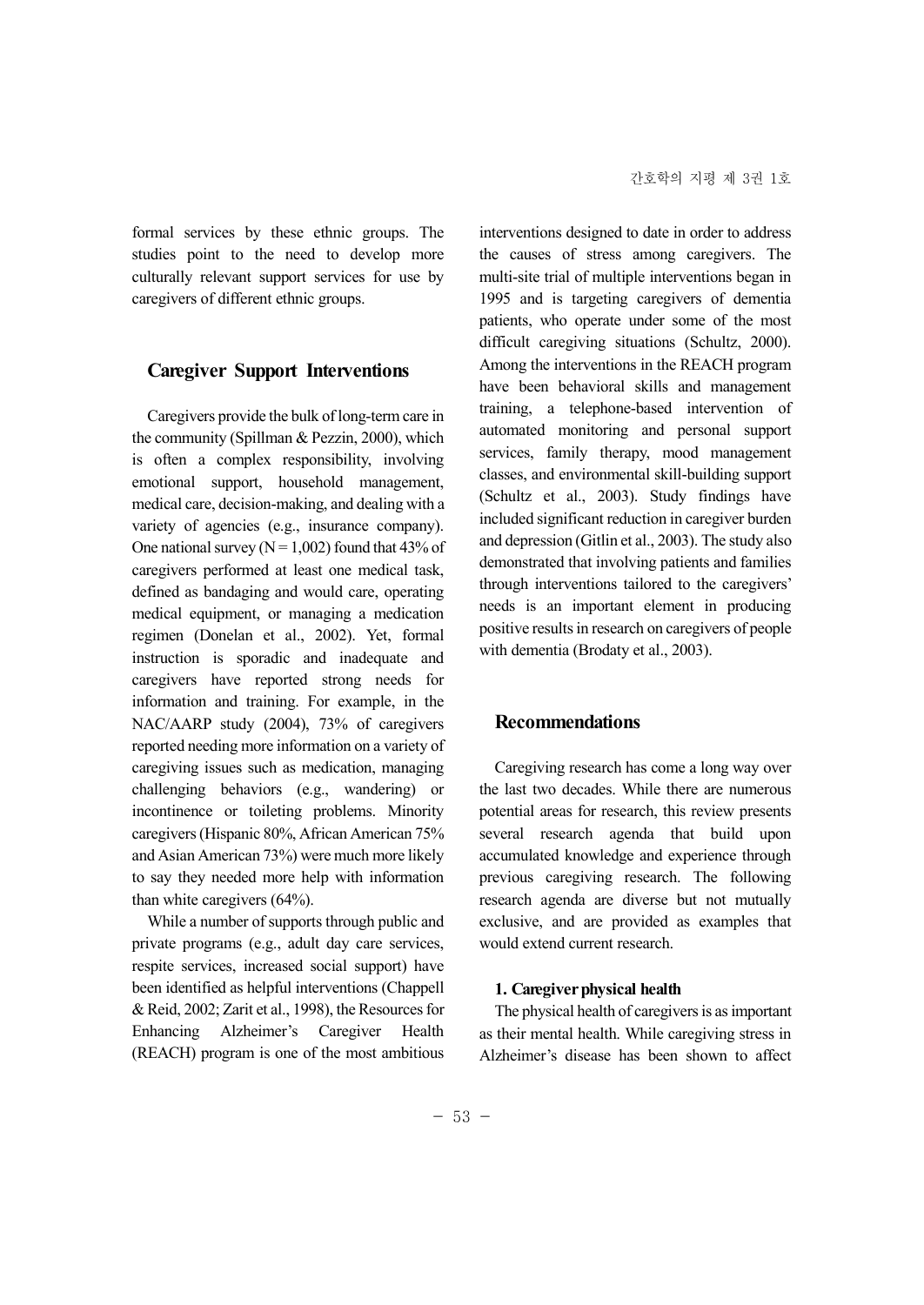formal services by these ethnic groups. The studies point to the need to develop more culturally relevant support services for use by caregivers of different ethnic groups.

## Caregiver Support Interventions

Caregivers provide the bulk of long-term care in the community (Spillman & Pezzin, 2000), which is often a complex responsibility, involving emotional support, household management, medical care, decision-making, and dealing with a variety of agencies (e.g., insurance company). One national survey (N = 1,002) found that 43% of caregivers performed at least one medical task, defined as bandaging and would care, operating medical equipment, or managing a medication regimen (Donelan et al., 2002). Yet, formal instruction is sporadic and inadequate and caregivers have reported strong needs for information and training. For example, in the NAC/AARP study (2004), 73% of caregivers reported needing more information on a variety of caregiving issues such as medication, managing challenging behaviors (e.g., wandering) or incontinence or toileting problems. Minority caregivers (Hispanic 80%, African American 75% and Asian American 73%) were much more likely to say they needed more help with information than white caregivers (64%).

While a number of supports through public and private programs (e.g., adult day care services, respite services, increased social support) have been identified as helpful interventions (Chappell & Reid, 2002; Zarit et al., 1998), the Resources for Enhancing Alzheimer's Caregiver Health (REACH) program is one of the most ambitious interventions designed to date in order to address the causes of stress among caregivers. The multi-site trial of multiple interventions began in 1995 and is targeting caregivers of dementia patients, who operate under some of the most difficult caregiving situations (Schultz, 2000). Among the interventions in the REACH program have been behavioral skills and management training, a telephone-based intervention of automated monitoring and personal support services, family therapy, mood management classes, and environmental skill-building support (Schultz et al., 2003). Study findings have included significant reduction in caregiver burden and depression (Gitlin et al., 2003). The study also demonstrated that involving patients and families through interventions tailored to the caregivers' needs is an important element in producing positive results in research on caregivers of people with dementia (Brodaty et al., 2003).

## Recommendations

Caregiving research has come a long way over the last two decades. While there are numerous potential areas for research, this review presents several research agenda that build upon accumulated knowledge and experience through previous caregiving research. The following research agenda are diverse but not mutually exclusive, and are provided as examples that would extend current research.

### 1. Caregiver physical health

The physical health of caregivers is as important as their mental health. While caregiving stress in Alzheimer's disease has been shown to affect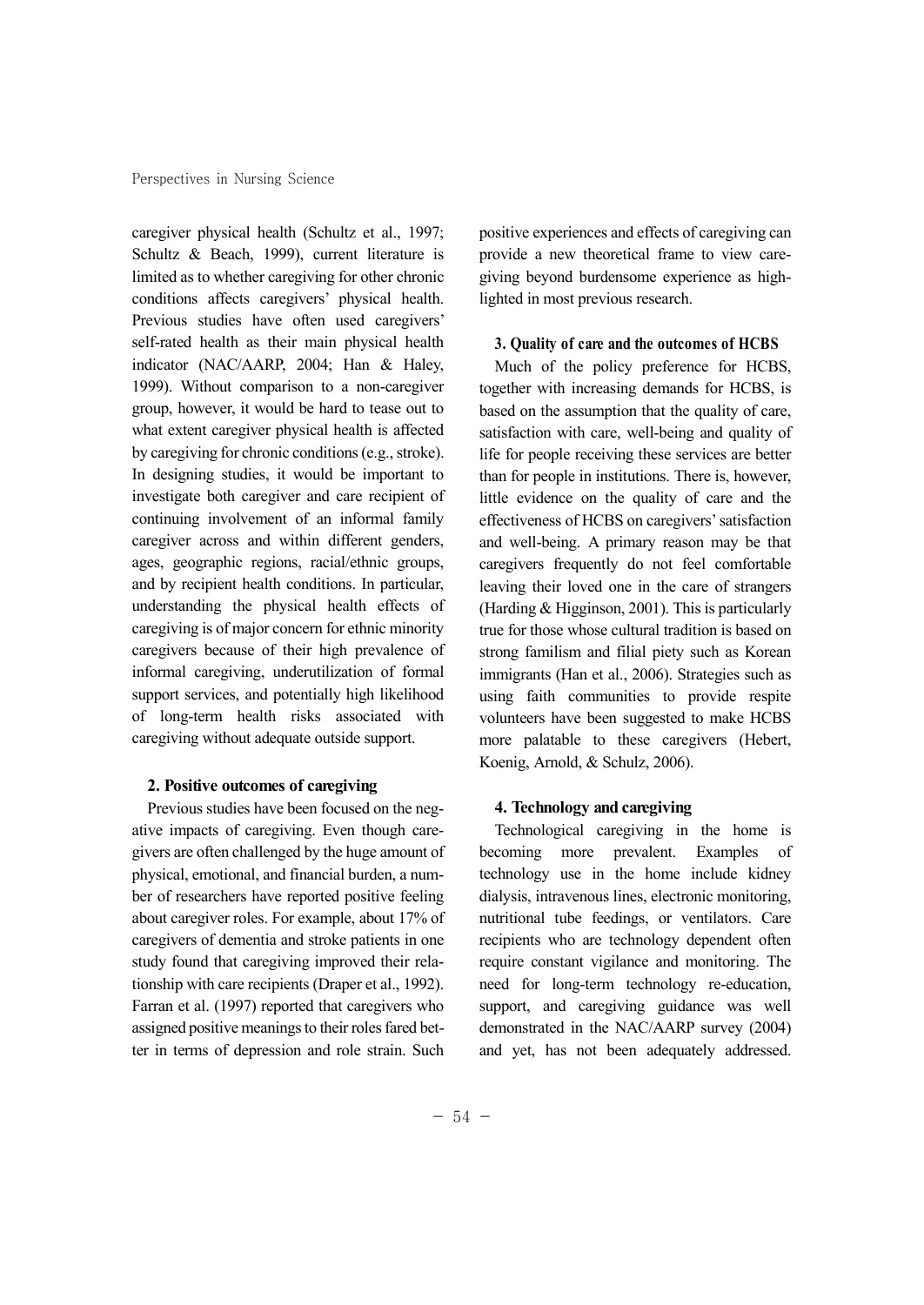caregiver physical health (Schultz et al., 1997; Schultz & Beach, 1999), current literature is limited as to whether caregiving for other chronic conditions affects caregivers' physical health. Previous studies have often used caregivers' self-rated health as their main physical health indicator (NAC/AARP, 2004; Han & Haley, 1999). Without comparison to a non-caregiver group, however, it would be hard to tease out to what extent caregiver physical health is affected by caregiving for chronic conditions (e.g., stroke). In designing studies, it would be important to investigate both caregiver and care recipient of continuing involvement of an informal family caregiver across and within different genders, ages, geographic regions, racial/ethnic groups, and by recipient health conditions. In particular, understanding the physical health effects of caregiving is of major concern for ethnic minority caregivers because of their high prevalence of informal caregiving, underutilization of formal support services, and potentially high likelihood of long-term health risks associated with caregiving without adequate outside support.

### 2. Positive outcomes of caregiving

Previous studies have been focused on the negative impacts of caregiving. Even though caregivers are often challenged by the huge amount of physical, emotional, and financial burden, a number of researchers have reported positive feeling about caregiver roles. For example, about 17% of caregivers of dementia and stroke patients in one study found that caregiving improved their relationship with care recipients (Draper et al., 1992). Farran et al. (1997) reported that caregivers who assigned positive meanings to their roles fared better in terms of depression and role strain. Such positive experiences and effects of caregiving can provide a new theoretical frame to view caregiving beyond burdensome experience as highlighted in most previous research.

### 3. Quality of care and the outcomes of HCBS

Much of the policy preference for HCBS, together with increasing demands for HCBS, is based on the assumption that the quality of care, satisfaction with care, well-being and quality of life for people receiving these services are better than for people in institutions. There is, however, little evidence on the quality of care and the effectiveness of HCBS on caregivers' satisfaction and well-being. A primary reason may be that caregivers frequently do not feel comfortable leaving their loved one in the care of strangers (Harding & Higginson, 2001). This is particularly true for those whose cultural tradition is based on strong familism and filial piety such as Korean immigrants (Han et al., 2006). Strategies such as using faith communities to provide respite volunteers have been suggested to make HCBS more palatable to these caregivers (Hebert, Koenig, Arnold, & Schulz, 2006).

### 4. Technology and caregiving

Technological caregiving in the home is becoming more prevalent. Examples of technology use in the home include kidney dialysis, intravenous lines, electronic monitoring, nutritional tube feedings, or ventilators. Care recipients who are technology dependent often require constant vigilance and monitoring. The need for long-term technology re-education, support, and caregiving guidance was well demonstrated in the NAC/AARP survey (2004) and yet, has not been adequately addressed.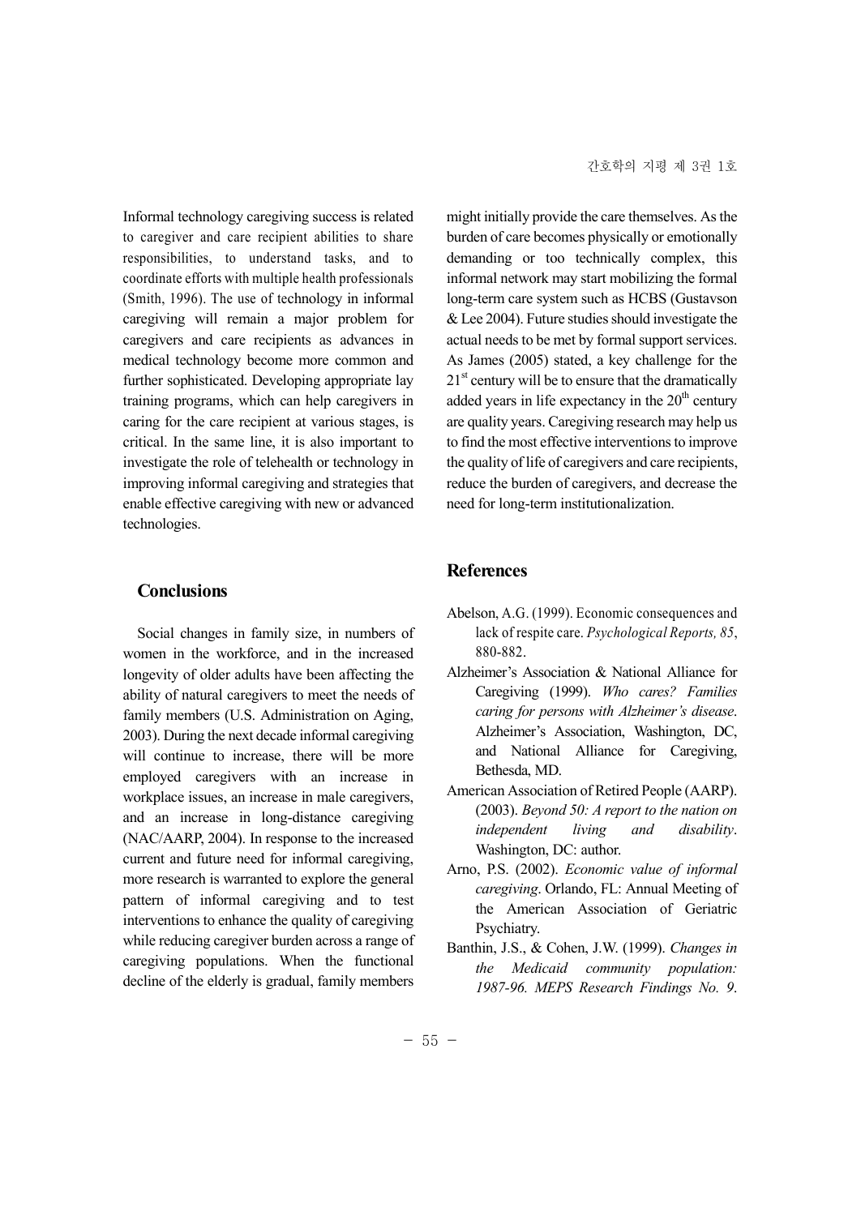Informal technology caregiving success is related to caregiver and care recipient abilities to share responsibilities, to understand tasks, and to coordinate efforts with multiple health professionals (Smith, 1996). The use of technology in informal caregiving will remain a major problem for caregivers and care recipients as advances in medical technology become more common and further sophisticated. Developing appropriate lay training programs, which can help caregivers in caring for the care recipient at various stages, is critical. In the same line, it is also important to investigate the role of telehealth or technology in improving informal caregiving and strategies that enable effective caregiving with new or advanced technologies.

## Conclusions

Social changes in family size, in numbers of women in the workforce, and in the increased longevity of older adults have been affecting the ability of natural caregivers to meet the needs of family members (U.S. Administration on Aging, 2003). During the next decade informal caregiving will continue to increase, there will be more employed caregivers with an increase in workplace issues, an increase in male caregivers, and an increase in long-distance caregiving (NAC/AARP, 2004). In response to the increased current and future need for informal caregiving, more research is warranted to explore the general pattern of informal caregiving and to test interventions to enhance the quality of caregiving while reducing caregiver burden across a range of caregiving populations. When the functional decline of the elderly is gradual, family members might initially provide the care themselves. As the burden of care becomes physically or emotionally demanding or too technically complex, this informal network may start mobilizing the formal long-term care system such as HCBS (Gustavson & Lee 2004). Future studies should investigate the actual needs to be met by formal support services. As James (2005) stated, a key challenge for the 21st century will be to ensure that the dramatically added years in life expectancy in the 20th century are quality years. Caregiving research may help us to find the most effective interventions to improve the quality of life of caregivers and care recipients, reduce the burden of caregivers, and decrease the need for long-term institutionalization.

## References

Abelson, A.G. (1999). Economic consequences and lack of respite care. *Psychological Reports, 85*, 880-882.

Alzheimer's Association & National Alliance for Caregiving (1999). *Who cares? Families caring for persons with Alzheimer's disease*. Alzheimer's Association, Washington, DC, and National Alliance for Caregiving, Bethesda, MD.

American Association of Retired People (AARP). (2003). *Beyond 50: A report to the nation on independent living and disability*. Washington, DC: author.

Arno, P.S. (2002). *Economic value of informal caregiving*. Orlando, FL: Annual Meeting of the American Association of Geriatric Psychiatry.

Banthin, J.S., & Cohen, J.W. (1999). *Changes in the Medicaid community population: 1987-96. MEPS Research Findings No. 9*.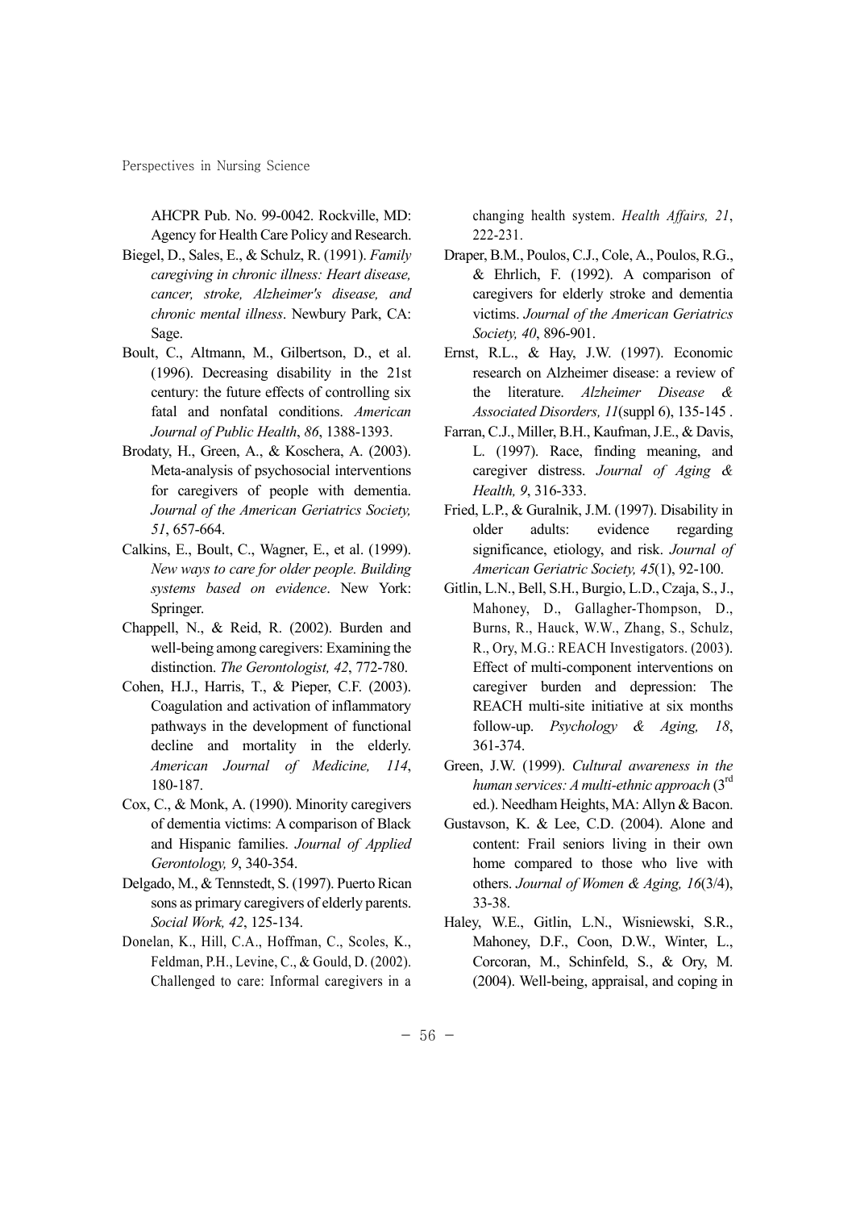AHCPR Pub. No. 99-0042. Rockville, MD: Agency for Health Care Policy and Research.

Biegel, D., Sales, E., & Schulz, R. (1991). *Family caregiving in chronic illness: Heart disease, cancer, stroke, Alzheimer's disease, and chronic mental illness*. Newbury Park, CA: Sage.

Boult, C., Altmann, M., Gilbertson, D., et al. (1996). Decreasing disability in the 21st century: the future effects of controlling six fatal and nonfatal conditions. *American Journal of Public Health*, *86*, 1388-1393.

Brodaty, H., Green, A., & Koschera, A. (2003). Meta-analysis of psychosocial interventions for caregivers of people with dementia. *Journal of the American Geriatrics Society, 51*, 657-664.

Calkins, E., Boult, C., Wagner, E., et al. (1999). *New ways to care for older people. Building systems based on evidence*. New York: Springer.

Chappell, N., & Reid, R. (2002). Burden and well-being among caregivers: Examining the distinction. *The Gerontologist, 42*, 772-780.

Cohen, H.J., Harris, T., & Pieper, C.F. (2003). Coagulation and activation of inflammatory pathways in the development of functional decline and mortality in the elderly. *American Journal of Medicine, 114*, 180-187.

Cox, C., & Monk, A. (1990). Minority caregivers of dementia victims: A comparison of Black and Hispanic families. *Journal of Applied Gerontology, 9*, 340-354.

Delgado, M., & Tennstedt, S. (1997). Puerto Rican sons as primary caregivers of elderly parents. *Social Work, 42*, 125-134.

Donelan, K., Hill, C.A., Hoffman, C., Scoles, K., Feldman, P.H., Levine, C., & Gould, D. (2002). Challenged to care: Informal caregivers in a changing health system. *Health Affairs, 21*, 222-231.

Draper, B.M., Poulos, C.J., Cole, A., Poulos, R.G., & Ehrlich, F. (1992). A comparison of caregivers for elderly stroke and dementia victims. *Journal of the American Geriatrics Society, 40*, 896-901.

Ernst, R.L., & Hay, J.W. (1997). Economic research on Alzheimer disease: a review of the literature. *Alzheimer Disease & Associated Disorders, 11*(suppl 6), 135-145 .

Farran, C.J., Miller, B.H., Kaufman, J.E., & Davis, L. (1997). Race, finding meaning, and caregiver distress. *Journal of Aging & Health, 9*, 316-333.

Fried, L.P., & Guralnik, J.M. (1997). Disability in older adults: evidence regarding significance, etiology, and risk. *Journal of American Geriatric Society, 45*(1), 92-100.

Gitlin, L.N., Bell, S.H., Burgio, L.D., Czaja, S., J., Mahoney, D., Gallagher-Thompson, D., Burns, R., Hauck, W.W., Zhang, S., Schulz, R., Ory, M.G.: REACH Investigators. (2003). Effect of multi-component interventions on caregiver burden and depression: The REACH multi-site initiative at six months follow-up. *Psychology & Aging, 18*, 361-374.

Green, J.W. (1999). *Cultural awareness in the human services: A multi-ethnic approach* (3rd ed.). Needham Heights, MA: Allyn & Bacon.

Gustavson, K. & Lee, C.D. (2004). Alone and content: Frail seniors living in their own home compared to those who live with others. *Journal of Women & Aging, 16*(3/4), 33-38.

Haley, W.E., Gitlin, L.N., Wisniewski, S.R., Mahoney, D.F., Coon, D.W., Winter, L., Corcoran, M., Schinfeld, S., & Ory, M. (2004). Well-being, appraisal, and coping in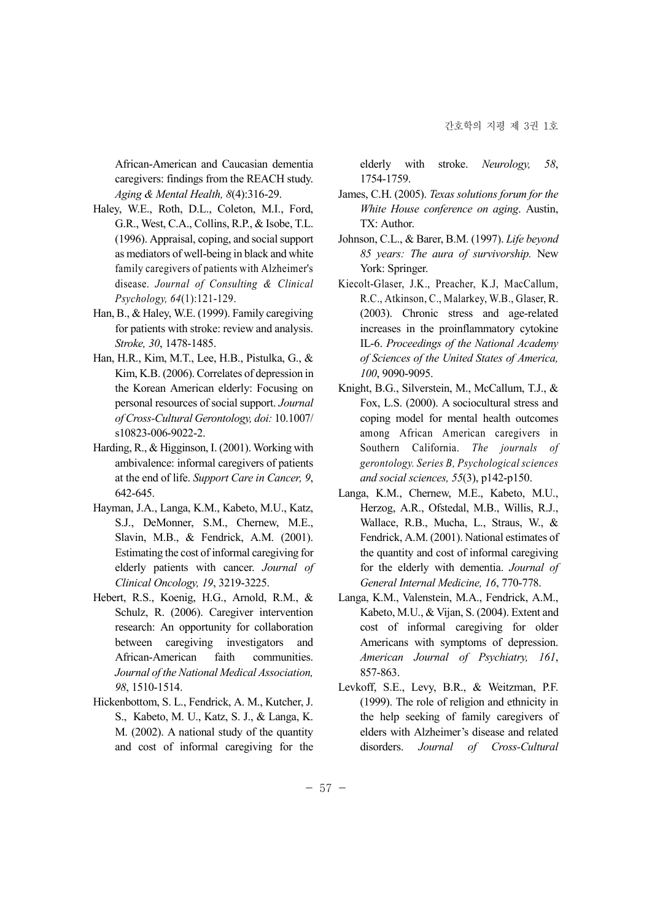African-American and Caucasian dementia caregivers: findings from the REACH study. *Aging & Mental Health, 8*(4):316-29.

Haley, W.E., Roth, D.L., Coleton, M.I., Ford, G.R., West, C.A., Collins, R.P., & Isobe, T.L. (1996). Appraisal, coping, and social support as mediators of well-being in black and white family caregivers of patients with Alzheimer's disease. *Journal of Consulting & Clinical Psychology, 64*(1):121-129.

Han, B., & Haley, W.E. (1999). Family caregiving for patients with stroke: review and analysis. *Stroke, 30*, 1478-1485.

Han, H.R., Kim, M.T., Lee, H.B., Pistulka, G., & Kim, K.B. (2006). Correlates of depression in the Korean American elderly: Focusing on personal resources of social support. *Journal of Cross-Cultural Gerontology, doi:* 10.1007/s10823-006-9022-2.

Harding, R., & Higginson, I. (2001). Working with ambivalence: informal caregivers of patients at the end of life. *Support Care in Cancer, 9*, 642-645.

Hayman, J.A., Langa, K.M., Kabeto, M.U., Katz, S.J., DeMonner, S.M., Chernew, M.E., Slavin, M.B., & Fendrick, A.M. (2001). Estimating the cost of informal caregiving for elderly patients with cancer. *Journal of Clinical Oncology, 19*, 3219-3225.

Hebert, R.S., Koenig, H.G., Arnold, R.M., & Schulz, R. (2006). Caregiver intervention research: An opportunity for collaboration between caregiving investigators and African-American faith communities. *Journal of the National Medical Association, 98*, 1510-1514.

Hickenbottom, S. L., Fendrick, A. M., Kutcher, J. S., Kabeto, M. U., Katz, S. J., & Langa, K. M. (2002). A national study of the quantity and cost of informal caregiving for the elderly with stroke. *Neurology, 58*, 1754-1759.

James, C.H. (2005). *Texas solutions forum for the White House conference on aging*. Austin, TX: Author.

Johnson, C.L., & Barer, B.M. (1997). *Life beyond 85 years: The aura of survivorship.* New York: Springer.

Kiecolt-Glaser, J.K., Preacher, K.J, MacCallum, R.C., Atkinson, C., Malarkey, W.B., Glaser, R. (2003). Chronic stress and age-related increases in the proinflammatory cytokine IL-6. *Proceedings of the National Academy of Sciences of the United States of America, 100*, 9090-9095.

Knight, B.G., Silverstein, M., McCallum, T.J., & Fox, L.S. (2000). A sociocultural stress and coping model for mental health outcomes among African American caregivers in Southern California. *The journals of gerontology. Series B, Psychological sciences and social sciences, 55*(3), p142-p150.

Langa, K.M., Chernew, M.E., Kabeto, M.U., Herzog, A.R., Ofstedal, M.B., Willis, R.J., Wallace, R.B., Mucha, L., Straus, W., & Fendrick, A.M. (2001). National estimates of the quantity and cost of informal caregiving for the elderly with dementia. *Journal of General Internal Medicine, 16*, 770-778.

Langa, K.M., Valenstein, M.A., Fendrick, A.M., Kabeto, M.U., & Vijan, S. (2004). Extent and cost of informal caregiving for older Americans with symptoms of depression. *American Journal of Psychiatry, 161*, 857-863.

Levkoff, S.E., Levy, B.R., & Weitzman, P.F. (1999). The role of religion and ethnicity in the help seeking of family caregivers of elders with Alzheimer's disease and related disorders. *Journal of Cross-Cultural*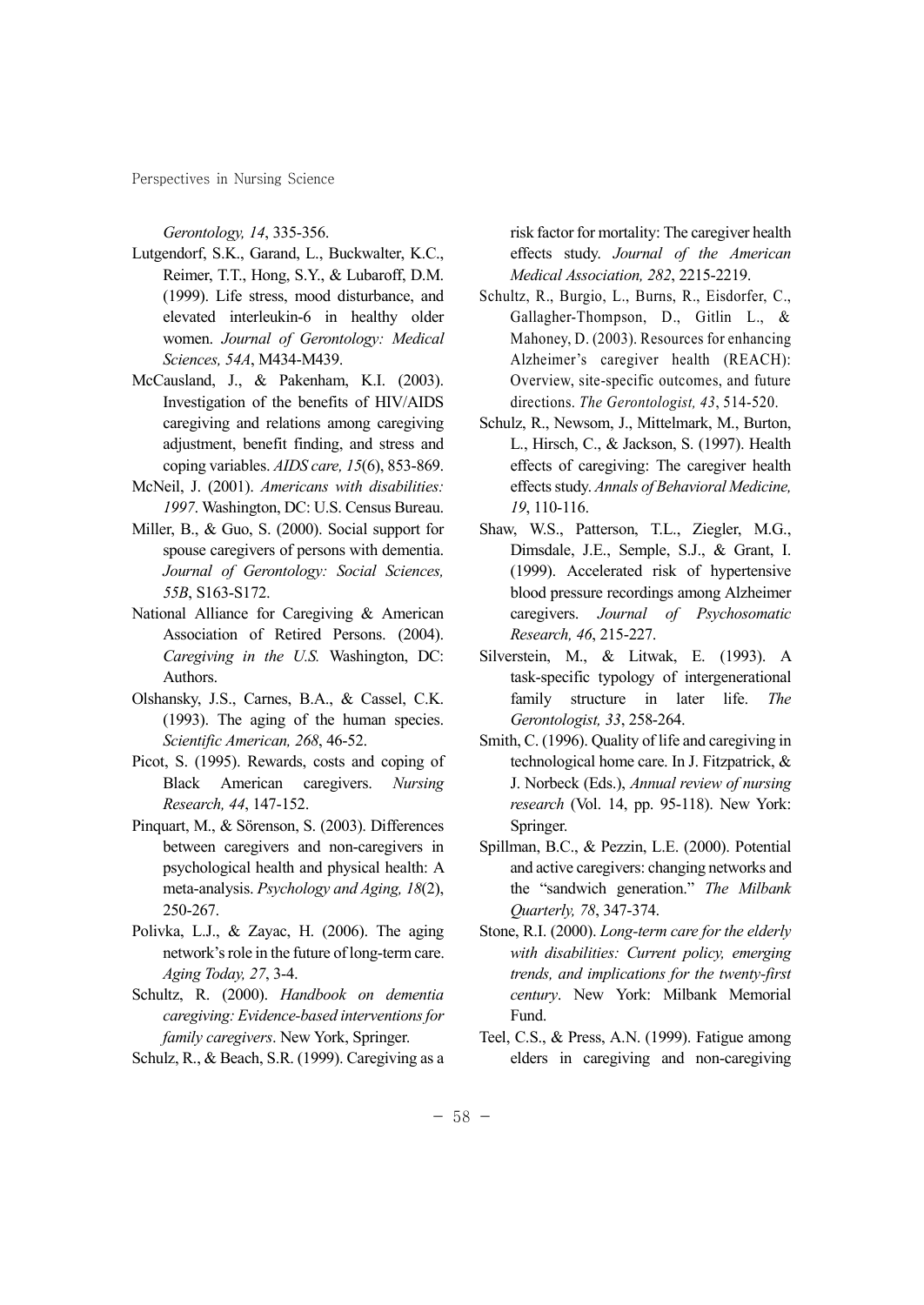*Gerontology, 14*, 335-356.

Lutgendorf, S.K., Garand, L., Buckwalter, K.C., Reimer, T.T., Hong, S.Y., & Lubaroff, D.M. (1999). Life stress, mood disturbance, and elevated interleukin-6 in healthy older women. *Journal of Gerontology: Medical Sciences, 54A*, M434-M439.

McCausland, J., & Pakenham, K.I. (2003). Investigation of the benefits of HIV/AIDS caregiving and relations among caregiving adjustment, benefit finding, and stress and coping variables. *AIDS care, 15*(6), 853-869.

McNeil, J. (2001). *Americans with disabilities: 1997*. Washington, DC: U.S. Census Bureau.

Miller, B., & Guo, S. (2000). Social support for spouse caregivers of persons with dementia. *Journal of Gerontology: Social Sciences, 55B*, S163-S172.

National Alliance for Caregiving & American Association of Retired Persons. (2004). *Caregiving in the U.S.* Washington, DC: Authors.

Olshansky, J.S., Carnes, B.A., & Cassel, C.K. (1993). The aging of the human species. *Scientific American, 268*, 46-52.

Picot, S. (1995). Rewards, costs and coping of Black American caregivers. *Nursing Research, 44*, 147-152.

Pinquart, M., & Sörenson, S. (2003). Differences between caregivers and non-caregivers in psychological health and physical health: A meta-analysis. *Psychology and Aging, 18*(2), 250-267.

Polivka, L.J., & Zayac, H. (2006). The aging network's role in the future of long-term care. *Aging Today, 27*, 3-4.

Schultz, R. (2000). *Handbook on dementia caregiving: Evidence-based interventions for family caregivers*. New York, Springer.

Schulz, R., & Beach, S.R. (1999). Caregiving as a risk factor for mortality: The caregiver health effects study. *Journal of the American Medical Association, 282*, 2215-2219.

Schultz, R., Burgio, L., Burns, R., Eisdorfer, C., Gallagher-Thompson, D., Gitlin L., & Mahoney, D. (2003). Resources for enhancing Alzheimer's caregiver health (REACH): Overview, site-specific outcomes, and future directions. *The Gerontologist, 43*, 514-520.

Schulz, R., Newsom, J., Mittelmark, M., Burton, L., Hirsch, C., & Jackson, S. (1997). Health effects of caregiving: The caregiver health effects study. *Annals of Behavioral Medicine, 19*, 110-116.

Shaw, W.S., Patterson, T.L., Ziegler, M.G., Dimsdale, J.E., Semple, S.J., & Grant, I. (1999). Accelerated risk of hypertensive blood pressure recordings among Alzheimer caregivers. *Journal of Psychosomatic Research, 46*, 215-227.

Silverstein, M., & Litwak, E. (1993). A task-specific typology of intergenerational family structure in later life. *The Gerontologist, 33*, 258-264.

Smith, C. (1996). Quality of life and caregiving in technological home care. In J. Fitzpatrick, & J. Norbeck (Eds.), *Annual review of nursing research* (Vol. 14, pp. 95-118). New York: Springer.

Spillman, B.C., & Pezzin, L.E. (2000). Potential and active caregivers: changing networks and the "sandwich generation." *The Milbank Quarterly, 78*, 347-374.

Stone, R.I. (2000). *Long-term care for the elderly with disabilities: Current policy, emerging trends, and implications for the twenty-first century*. New York: Milbank Memorial Fund.

Teel, C.S., & Press, A.N. (1999). Fatigue among elders in caregiving and non-caregiving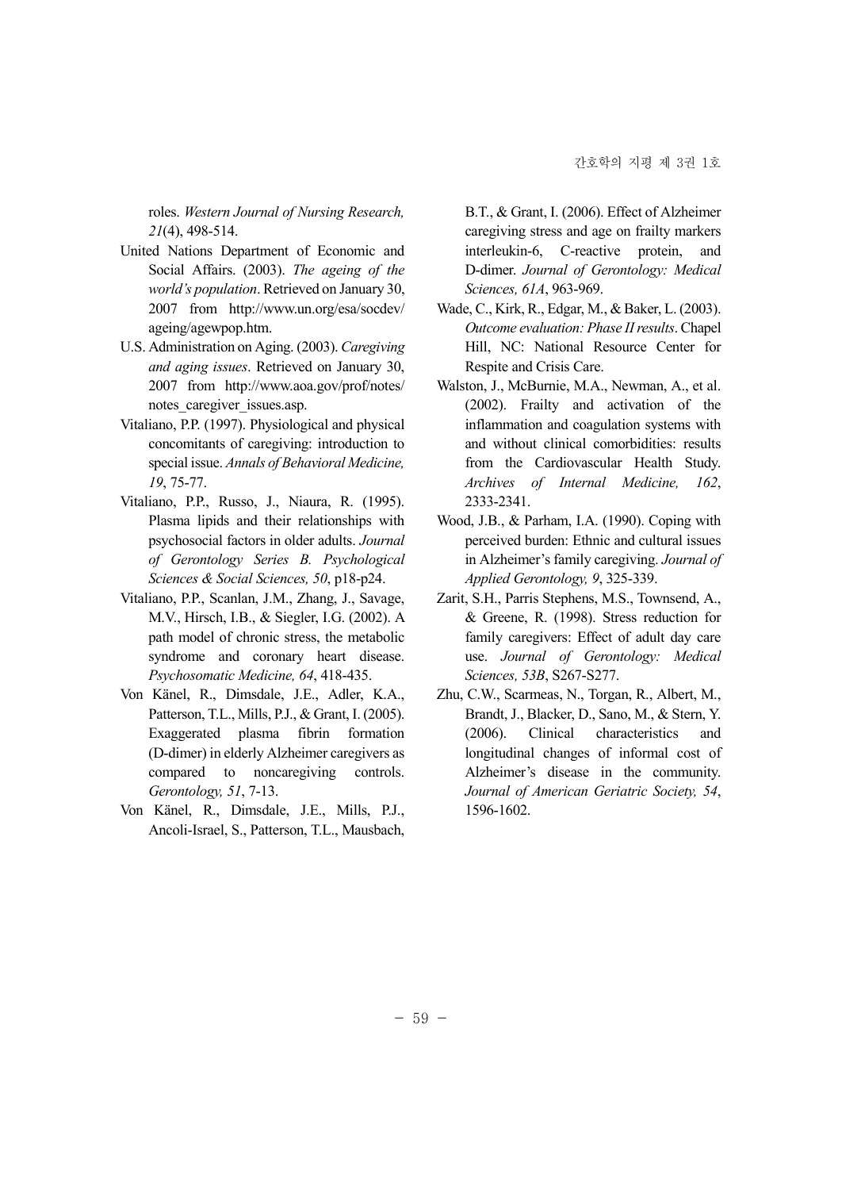roles. *Western Journal of Nursing Research, 21*(4), 498-514.

United Nations Department of Economic and Social Affairs. (2003). *The ageing of the world's population*. Retrieved on January 30, 2007 from http://www.un.org/esa/socdev/ageing/agewpop.htm.

U.S. Administration on Aging. (2003). *Caregiving and aging issues*. Retrieved on January 30, 2007 from http://www.aoa.gov/prof/notes/notes_caregiver_issues.asp.

Vitaliano, P.P. (1997). Physiological and physical concomitants of caregiving: introduction to special issue. *Annals of Behavioral Medicine, 19*, 75-77.

Vitaliano, P.P., Russo, J., Niaura, R. (1995). Plasma lipids and their relationships with psychosocial factors in older adults. *Journal of Gerontology Series B. Psychological Sciences & Social Sciences, 50*, p18-p24.

Vitaliano, P.P., Scanlan, J.M., Zhang, J., Savage, M.V., Hirsch, I.B., & Siegler, I.G. (2002). A path model of chronic stress, the metabolic syndrome and coronary heart disease. *Psychosomatic Medicine, 64*, 418-435.

Von Känel, R., Dimsdale, J.E., Adler, K.A., Patterson, T.L., Mills, P.J., & Grant, I. (2005). Exaggerated plasma fibrin formation (D-dimer) in elderly Alzheimer caregivers as compared to noncaregiving controls. *Gerontology, 51*, 7-13.

Von Känel, R., Dimsdale, J.E., Mills, P.J., Ancoli-Israel, S., Patterson, T.L., Mausbach, B.T., & Grant, I. (2006). Effect of Alzheimer caregiving stress and age on frailty markers interleukin-6, C-reactive protein, and D-dimer. *Journal of Gerontology: Medical Sciences, 61A*, 963-969.

Wade, C., Kirk, R., Edgar, M., & Baker, L. (2003). *Outcome evaluation: Phase II results*. Chapel Hill, NC: National Resource Center for Respite and Crisis Care.

Walston, J., McBurnie, M.A., Newman, A., et al. (2002). Frailty and activation of the inflammation and coagulation systems with and without clinical comorbidities: results from the Cardiovascular Health Study. *Archives of Internal Medicine, 162*, 2333-2341.

Wood, J.B., & Parham, I.A. (1990). Coping with perceived burden: Ethnic and cultural issues in Alzheimer's family caregiving. *Journal of Applied Gerontology, 9*, 325-339.

Zarit, S.H., Parris Stephens, M.S., Townsend, A., & Greene, R. (1998). Stress reduction for family caregivers: Effect of adult day care use. *Journal of Gerontology: Medical Sciences, 53B*, S267-S277.

Zhu, C.W., Scarmeas, N., Torgan, R., Albert, M., Brandt, J., Blacker, D., Sano, M., & Stern, Y. (2006). Clinical characteristics and longitudinal changes of informal cost of Alzheimer's disease in the community. *Journal of American Geriatric Society, 54*, 1596-1602.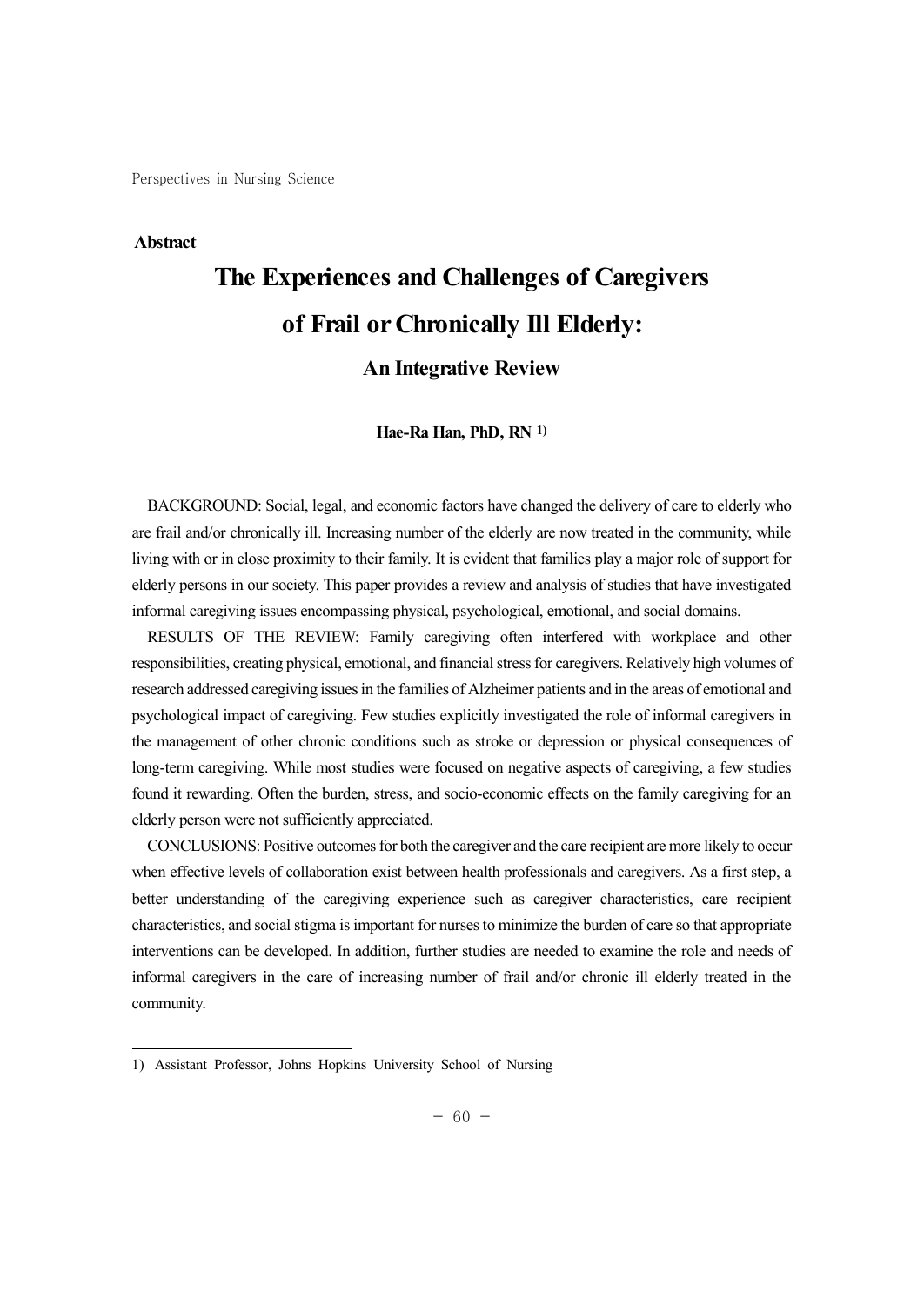**Abstract**

# The Experiences and Challenges of Caregivers of Frail or Chronically Ill Elderly:

## An Integrative Review

**Hae-Ra Han, PhD, RN [1)]**

BACKGROUND: Social, legal, and economic factors have changed the delivery of care to elderly who are frail and/or chronically ill. Increasing number of the elderly are now treated in the community, while living with or in close proximity to their family. It is evident that families play a major role of support for elderly persons in our society. This paper provides a review and analysis of studies that have investigated informal caregiving issues encompassing physical, psychological, emotional, and social domains.

RESULTS OF THE REVIEW: Family caregiving often interfered with workplace and other responsibilities, creating physical, emotional, and financial stress for caregivers. Relatively high volumes of research addressed caregiving issues in the families of Alzheimer patients and in the areas of emotional and psychological impact of caregiving. Few studies explicitly investigated the role of informal caregivers in the management of other chronic conditions such as stroke or depression or physical consequences of long-term caregiving. While most studies were focused on negative aspects of caregiving, a few studies found it rewarding. Often the burden, stress, and socio-economic effects on the family caregiving for an elderly person were not sufficiently appreciated.

CONCLUSIONS: Positive outcomes for both the caregiver and the care recipient are more likely to occur when effective levels of collaboration exist between health professionals and caregivers. As a first step, a better understanding of the caregiving experience such as caregiver characteristics, care recipient characteristics, and social stigma is important for nurses to minimize the burden of care so that appropriate interventions can be developed. In addition, further studies are needed to examine the role and needs of informal caregivers in the care of increasing number of frail and/or chronic ill elderly treated in the community.

---

1) Assistant Professor, Johns Hopkins University School of Nursing